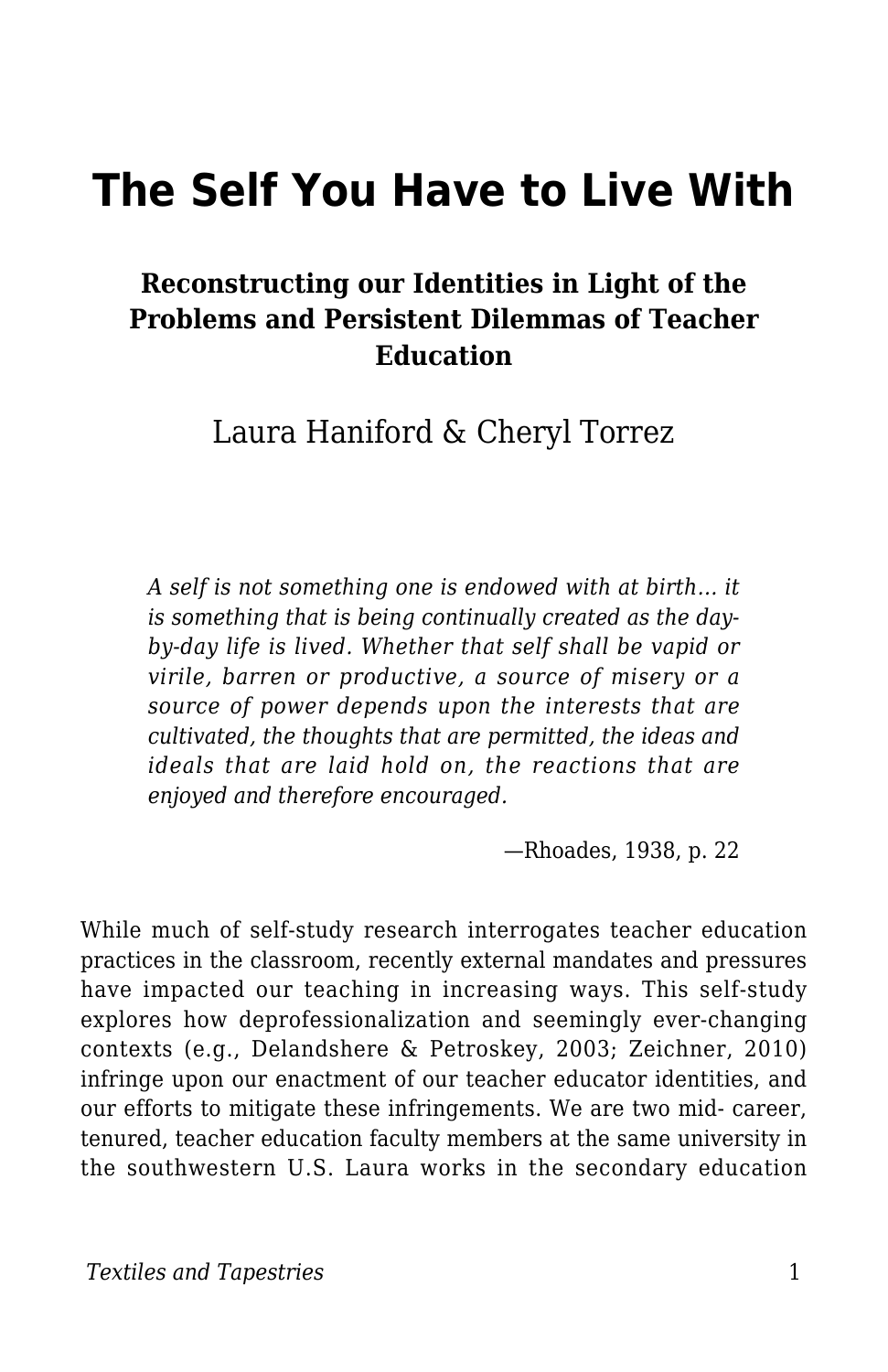# The Self You Have to Live With

### Reconstructing our Identities in Light of the Problems and Persistent Dilemmas of Teacher Education

Laura Haniford & Cheryl Torrez

> *A self is not something one is endowed with at birth… it is something that is being continually created as the day-by-day life is lived. Whether that self shall be vapid or virile, barren or productive, a source of misery or a source of power depends upon the interests that are cultivated, the thoughts that are permitted, the ideas and ideals that are laid hold on, the reactions that are enjoyed and therefore encouraged.*
>
> —Rhoades, 1938, p. 22

While much of self-study research interrogates teacher education practices in the classroom, recently external mandates and pressures have impacted our teaching in increasing ways. This self-study explores how deprofessionalization and seemingly ever-changing contexts (e.g., Delandshere & Petroskey, 2003; Zeichner, 2010) infringe upon our enactment of our teacher educator identities, and our efforts to mitigate these infringements. We are two mid- career, tenured, teacher education faculty members at the same university in the southwestern U.S. Laura works in the secondary education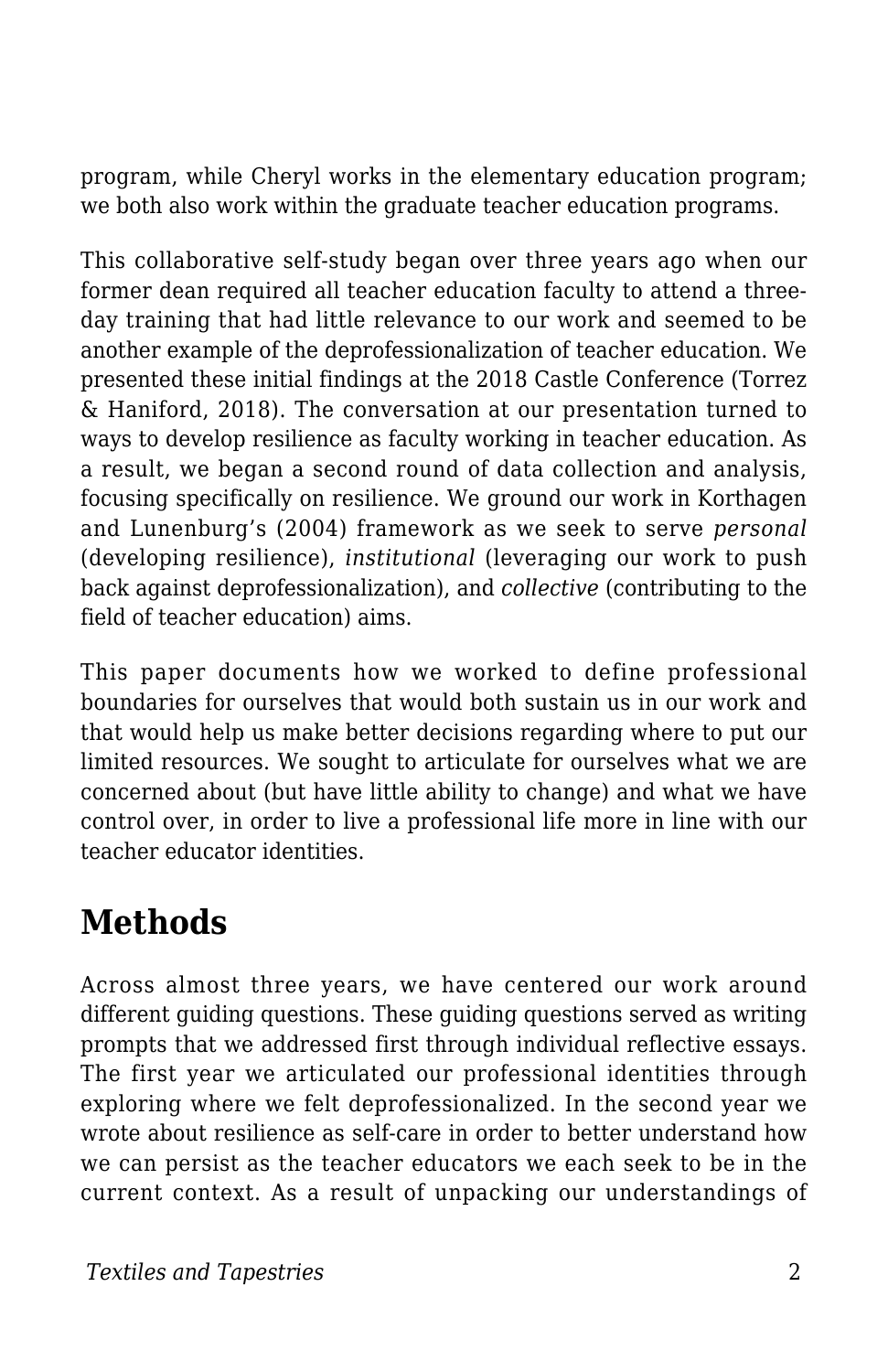program, while Cheryl works in the elementary education program; we both also work within the graduate teacher education programs.

This collaborative self-study began over three years ago when our former dean required all teacher education faculty to attend a three-day training that had little relevance to our work and seemed to be another example of the deprofessionalization of teacher education. We presented these initial findings at the 2018 Castle Conference (Torrez & Haniford, 2018). The conversation at our presentation turned to ways to develop resilience as faculty working in teacher education. As a result, we began a second round of data collection and analysis, focusing specifically on resilience. We ground our work in Korthagen and Lunenburg's (2004) framework as we seek to serve *personal* (developing resilience), *institutional* (leveraging our work to push back against deprofessionalization), and *collective* (contributing to the field of teacher education) aims.

This paper documents how we worked to define professional boundaries for ourselves that would both sustain us in our work and that would help us make better decisions regarding where to put our limited resources. We sought to articulate for ourselves what we are concerned about (but have little ability to change) and what we have control over, in order to live a professional life more in line with our teacher educator identities.

## Methods

Across almost three years, we have centered our work around different guiding questions. These guiding questions served as writing prompts that we addressed first through individual reflective essays. The first year we articulated our professional identities through exploring where we felt deprofessionalized. In the second year we wrote about resilience as self-care in order to better understand how we can persist as the teacher educators we each seek to be in the current context. As a result of unpacking our understandings of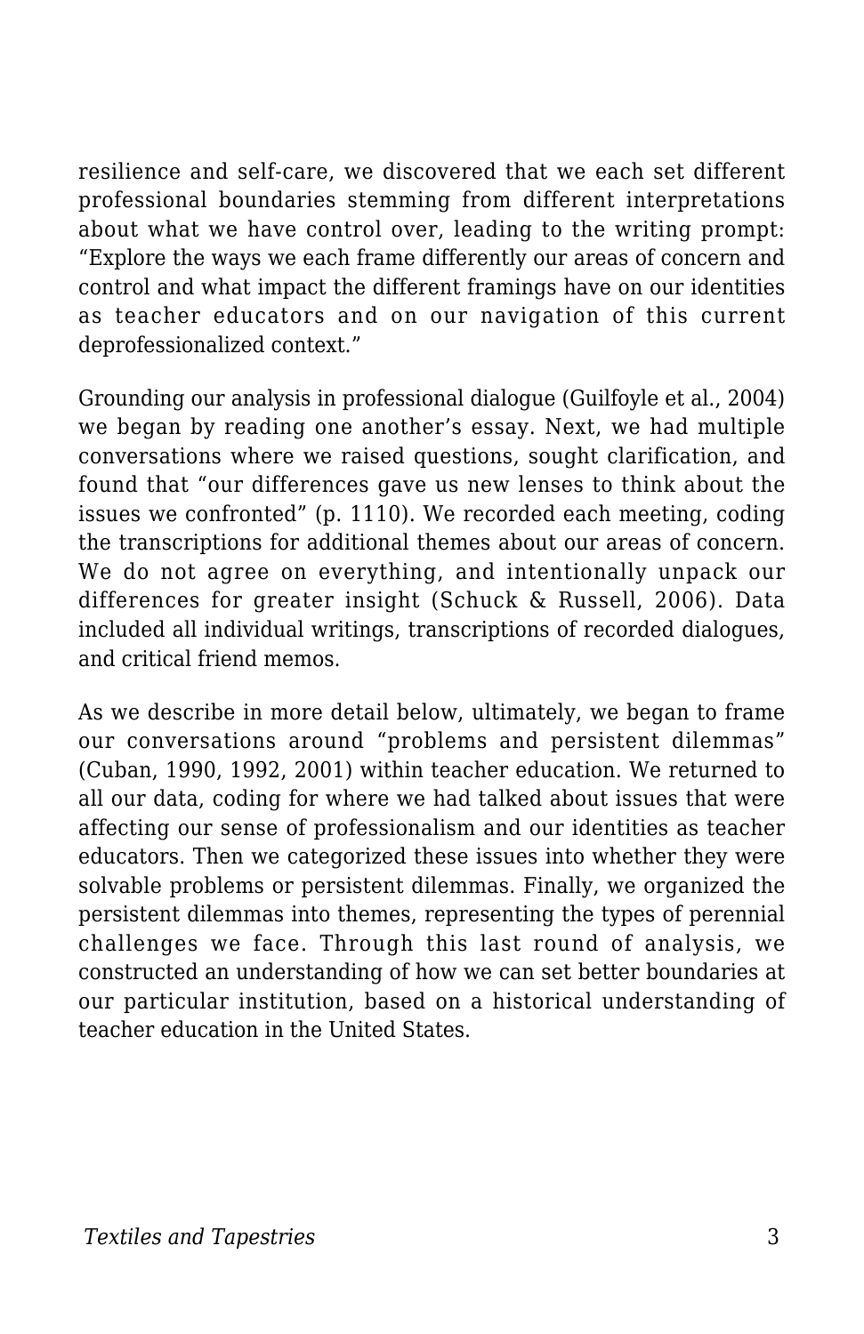resilience and self-care, we discovered that we each set different professional boundaries stemming from different interpretations about what we have control over, leading to the writing prompt: "Explore the ways we each frame differently our areas of concern and control and what impact the different framings have on our identities as teacher educators and on our navigation of this current deprofessionalized context."

Grounding our analysis in professional dialogue (Guilfoyle et al., 2004) we began by reading one another's essay. Next, we had multiple conversations where we raised questions, sought clarification, and found that "our differences gave us new lenses to think about the issues we confronted" (p. 1110). We recorded each meeting, coding the transcriptions for additional themes about our areas of concern. We do not agree on everything, and intentionally unpack our differences for greater insight (Schuck & Russell, 2006). Data included all individual writings, transcriptions of recorded dialogues, and critical friend memos.

As we describe in more detail below, ultimately, we began to frame our conversations around "problems and persistent dilemmas" (Cuban, 1990, 1992, 2001) within teacher education. We returned to all our data, coding for where we had talked about issues that were affecting our sense of professionalism and our identities as teacher educators. Then we categorized these issues into whether they were solvable problems or persistent dilemmas. Finally, we organized the persistent dilemmas into themes, representing the types of perennial challenges we face. Through this last round of analysis, we constructed an understanding of how we can set better boundaries at our particular institution, based on a historical understanding of teacher education in the United States.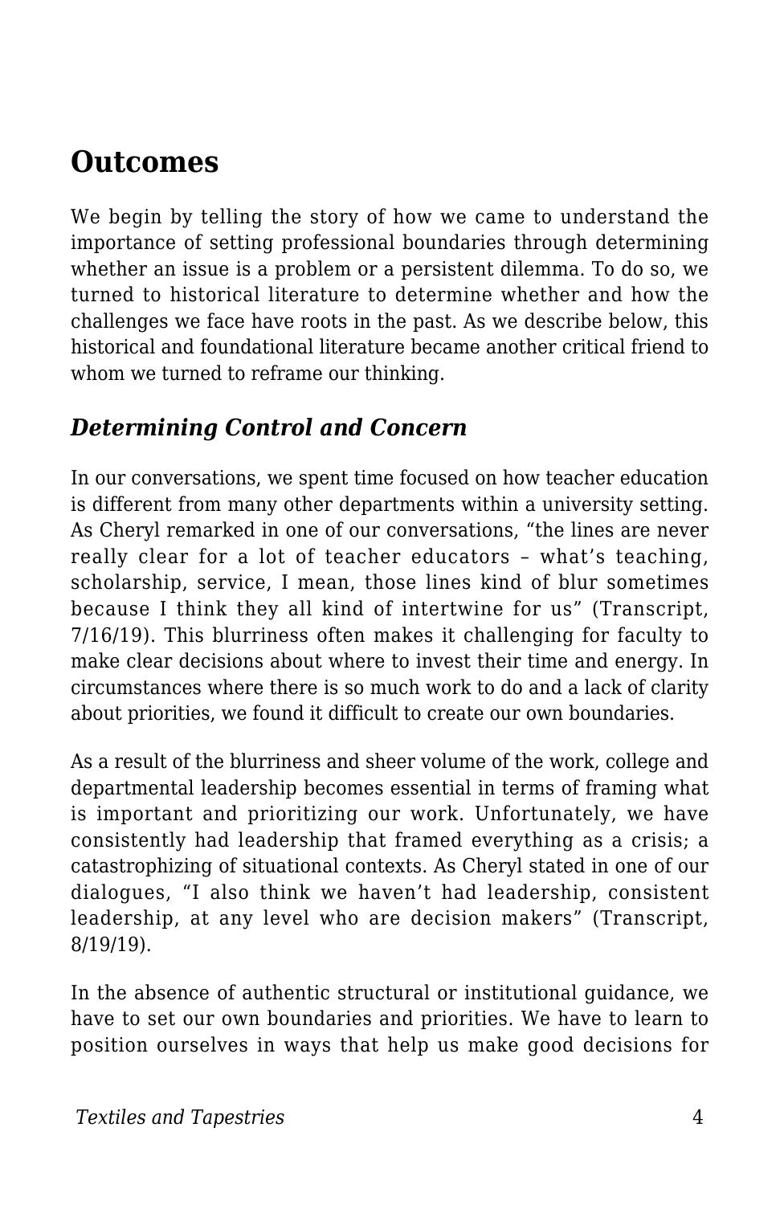## Outcomes

We begin by telling the story of how we came to understand the importance of setting professional boundaries through determining whether an issue is a problem or a persistent dilemma. To do so, we turned to historical literature to determine whether and how the challenges we face have roots in the past. As we describe below, this historical and foundational literature became another critical friend to whom we turned to reframe our thinking.

### *Determining Control and Concern*

In our conversations, we spent time focused on how teacher education is different from many other departments within a university setting. As Cheryl remarked in one of our conversations, "the lines are never really clear for a lot of teacher educators – what's teaching, scholarship, service, I mean, those lines kind of blur sometimes because I think they all kind of intertwine for us" (Transcript, 7/16/19). This blurriness often makes it challenging for faculty to make clear decisions about where to invest their time and energy. In circumstances where there is so much work to do and a lack of clarity about priorities, we found it difficult to create our own boundaries.

As a result of the blurriness and sheer volume of the work, college and departmental leadership becomes essential in terms of framing what is important and prioritizing our work. Unfortunately, we have consistently had leadership that framed everything as a crisis; a catastrophizing of situational contexts. As Cheryl stated in one of our dialogues, "I also think we haven't had leadership, consistent leadership, at any level who are decision makers" (Transcript, 8/19/19).

In the absence of authentic structural or institutional guidance, we have to set our own boundaries and priorities. We have to learn to position ourselves in ways that help us make good decisions for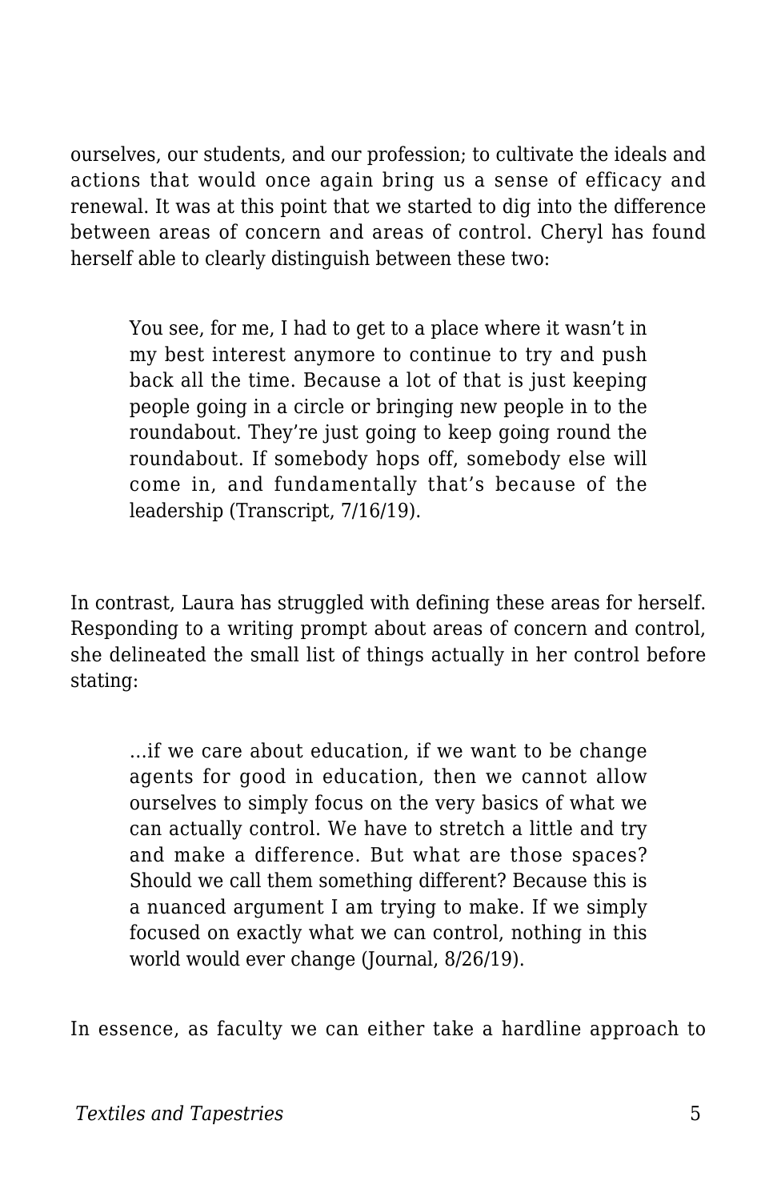ourselves, our students, and our profession; to cultivate the ideals and actions that would once again bring us a sense of efficacy and renewal. It was at this point that we started to dig into the difference between areas of concern and areas of control. Cheryl has found herself able to clearly distinguish between these two:

> You see, for me, I had to get to a place where it wasn't in my best interest anymore to continue to try and push back all the time. Because a lot of that is just keeping people going in a circle or bringing new people in to the roundabout. They're just going to keep going round the roundabout. If somebody hops off, somebody else will come in, and fundamentally that's because of the leadership (Transcript, 7/16/19).

In contrast, Laura has struggled with defining these areas for herself. Responding to a writing prompt about areas of concern and control, she delineated the small list of things actually in her control before stating:

> …if we care about education, if we want to be change agents for good in education, then we cannot allow ourselves to simply focus on the very basics of what we can actually control. We have to stretch a little and try and make a difference. But what are those spaces? Should we call them something different? Because this is a nuanced argument I am trying to make. If we simply focused on exactly what we can control, nothing in this world would ever change (Journal, 8/26/19).

In essence, as faculty we can either take a hardline approach to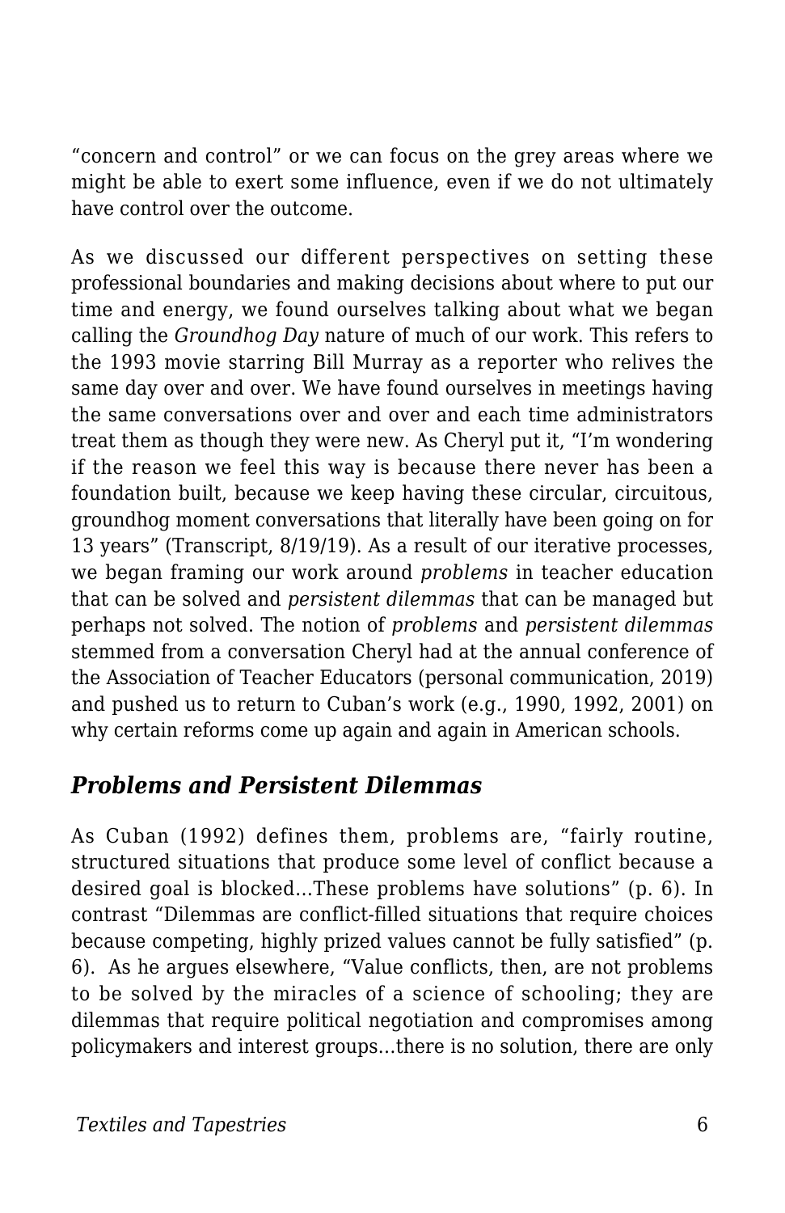"concern and control" or we can focus on the grey areas where we might be able to exert some influence, even if we do not ultimately have control over the outcome.

As we discussed our different perspectives on setting these professional boundaries and making decisions about where to put our time and energy, we found ourselves talking about what we began calling the *Groundhog Day* nature of much of our work. This refers to the 1993 movie starring Bill Murray as a reporter who relives the same day over and over. We have found ourselves in meetings having the same conversations over and over and each time administrators treat them as though they were new. As Cheryl put it, "I'm wondering if the reason we feel this way is because there never has been a foundation built, because we keep having these circular, circuitous, groundhog moment conversations that literally have been going on for 13 years" (Transcript, 8/19/19). As a result of our iterative processes, we began framing our work around *problems* in teacher education that can be solved and *persistent dilemmas* that can be managed but perhaps not solved. The notion of *problems* and *persistent dilemmas* stemmed from a conversation Cheryl had at the annual conference of the Association of Teacher Educators (personal communication, 2019) and pushed us to return to Cuban's work (e.g., 1990, 1992, 2001) on why certain reforms come up again and again in American schools.

## *Problems and Persistent Dilemmas*

As Cuban (1992) defines them, problems are, "fairly routine, structured situations that produce some level of conflict because a desired goal is blocked...These problems have solutions" (p. 6). In contrast "Dilemmas are conflict-filled situations that require choices because competing, highly prized values cannot be fully satisfied" (p. 6). As he argues elsewhere, "Value conflicts, then, are not problems to be solved by the miracles of a science of schooling; they are dilemmas that require political negotiation and compromises among policymakers and interest groups...there is no solution, there are only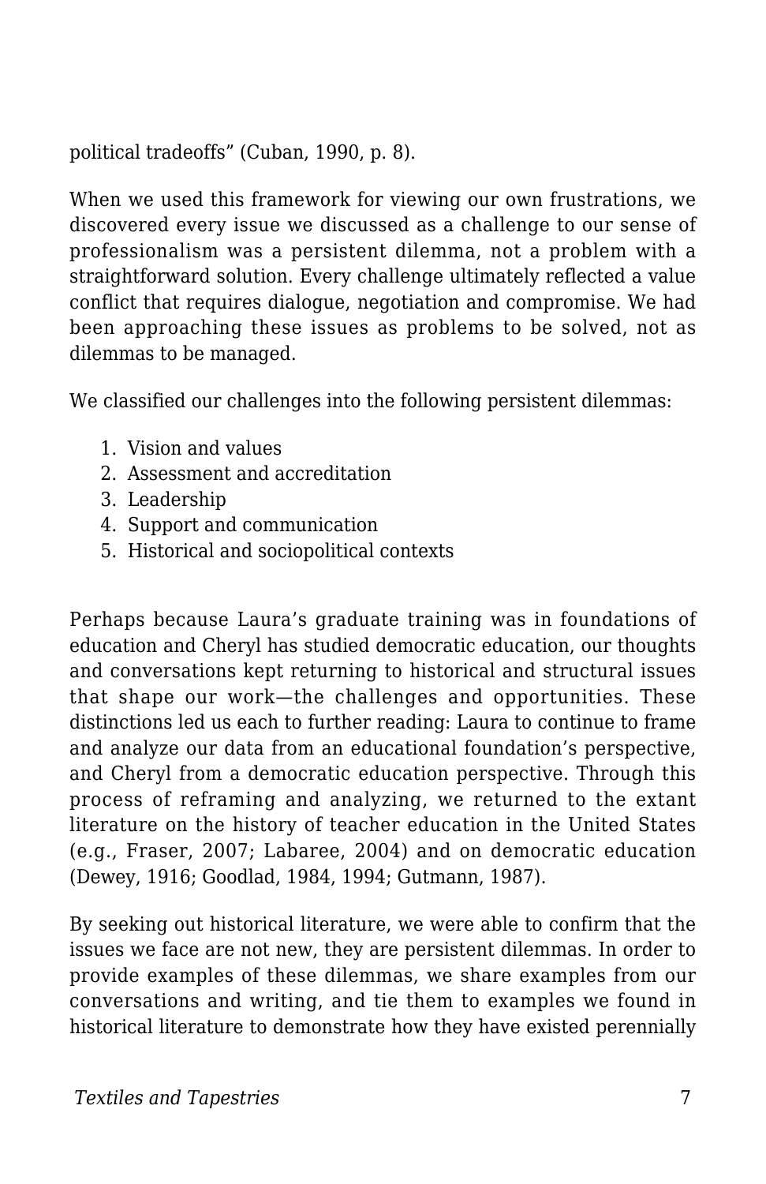political tradeoffs" (Cuban, 1990, p. 8).

When we used this framework for viewing our own frustrations, we discovered every issue we discussed as a challenge to our sense of professionalism was a persistent dilemma, not a problem with a straightforward solution. Every challenge ultimately reflected a value conflict that requires dialogue, negotiation and compromise. We had been approaching these issues as problems to be solved, not as dilemmas to be managed.

We classified our challenges into the following persistent dilemmas:

1. Vision and values
2. Assessment and accreditation
3. Leadership
4. Support and communication
5. Historical and sociopolitical contexts

Perhaps because Laura's graduate training was in foundations of education and Cheryl has studied democratic education, our thoughts and conversations kept returning to historical and structural issues that shape our work—the challenges and opportunities. These distinctions led us each to further reading: Laura to continue to frame and analyze our data from an educational foundation's perspective, and Cheryl from a democratic education perspective. Through this process of reframing and analyzing, we returned to the extant literature on the history of teacher education in the United States (e.g., Fraser, 2007; Labaree, 2004) and on democratic education (Dewey, 1916; Goodlad, 1984, 1994; Gutmann, 1987).

By seeking out historical literature, we were able to confirm that the issues we face are not new, they are persistent dilemmas. In order to provide examples of these dilemmas, we share examples from our conversations and writing, and tie them to examples we found in historical literature to demonstrate how they have existed perennially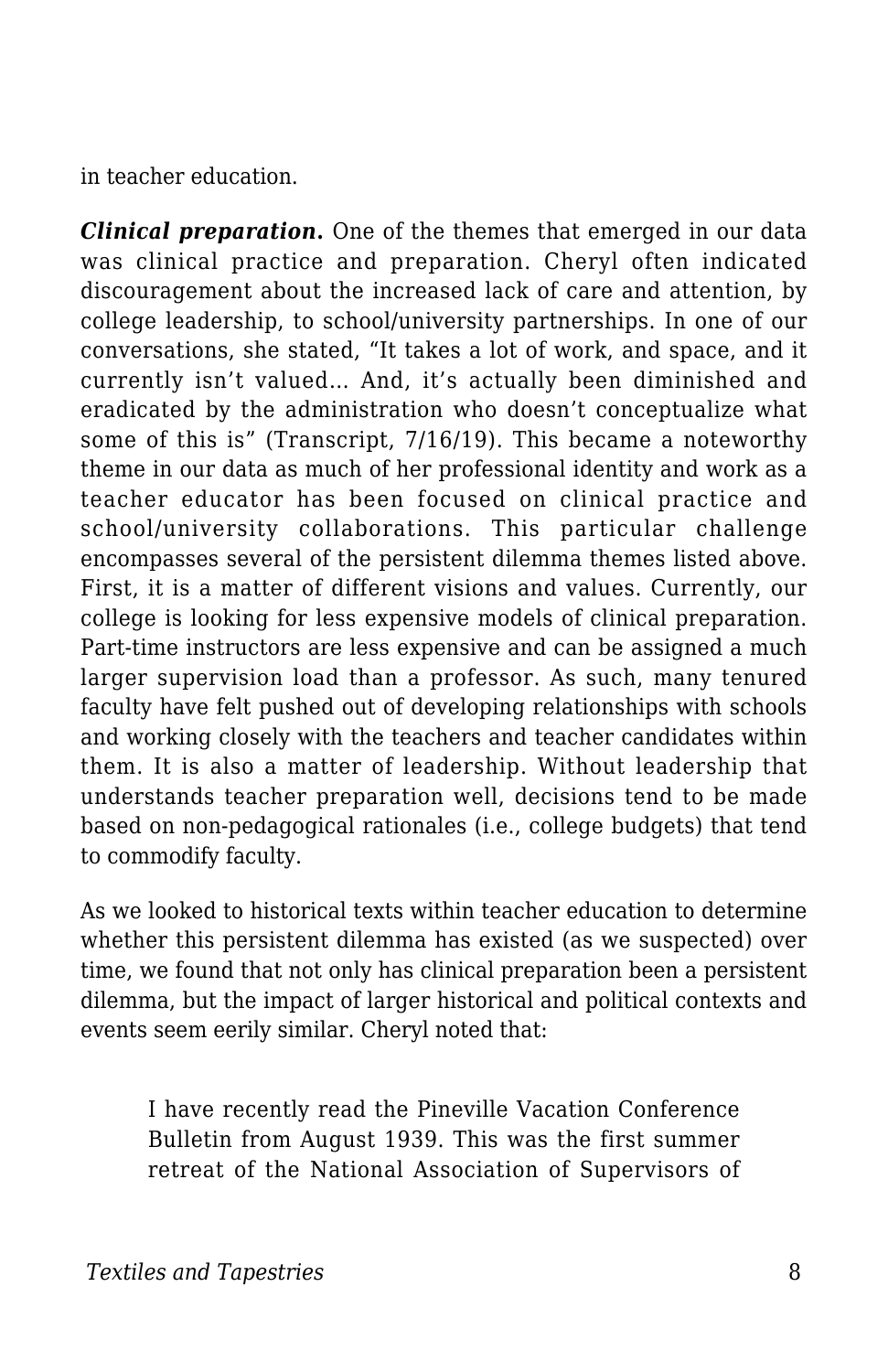in teacher education.

***Clinical preparation.*** One of the themes that emerged in our data was clinical practice and preparation. Cheryl often indicated discouragement about the increased lack of care and attention, by college leadership, to school/university partnerships. In one of our conversations, she stated, “It takes a lot of work, and space, and it currently isn’t valued... And, it’s actually been diminished and eradicated by the administration who doesn’t conceptualize what some of this is” (Transcript, 7/16/19). This became a noteworthy theme in our data as much of her professional identity and work as a teacher educator has been focused on clinical practice and school/university collaborations. This particular challenge encompasses several of the persistent dilemma themes listed above. First, it is a matter of different visions and values. Currently, our college is looking for less expensive models of clinical preparation. Part-time instructors are less expensive and can be assigned a much larger supervision load than a professor. As such, many tenured faculty have felt pushed out of developing relationships with schools and working closely with the teachers and teacher candidates within them. It is also a matter of leadership. Without leadership that understands teacher preparation well, decisions tend to be made based on non-pedagogical rationales (i.e., college budgets) that tend to commodify faculty.

As we looked to historical texts within teacher education to determine whether this persistent dilemma has existed (as we suspected) over time, we found that not only has clinical preparation been a persistent dilemma, but the impact of larger historical and political contexts and events seem eerily similar. Cheryl noted that:

> I have recently read the Pineville Vacation Conference Bulletin from August 1939. This was the first summer retreat of the National Association of Supervisors of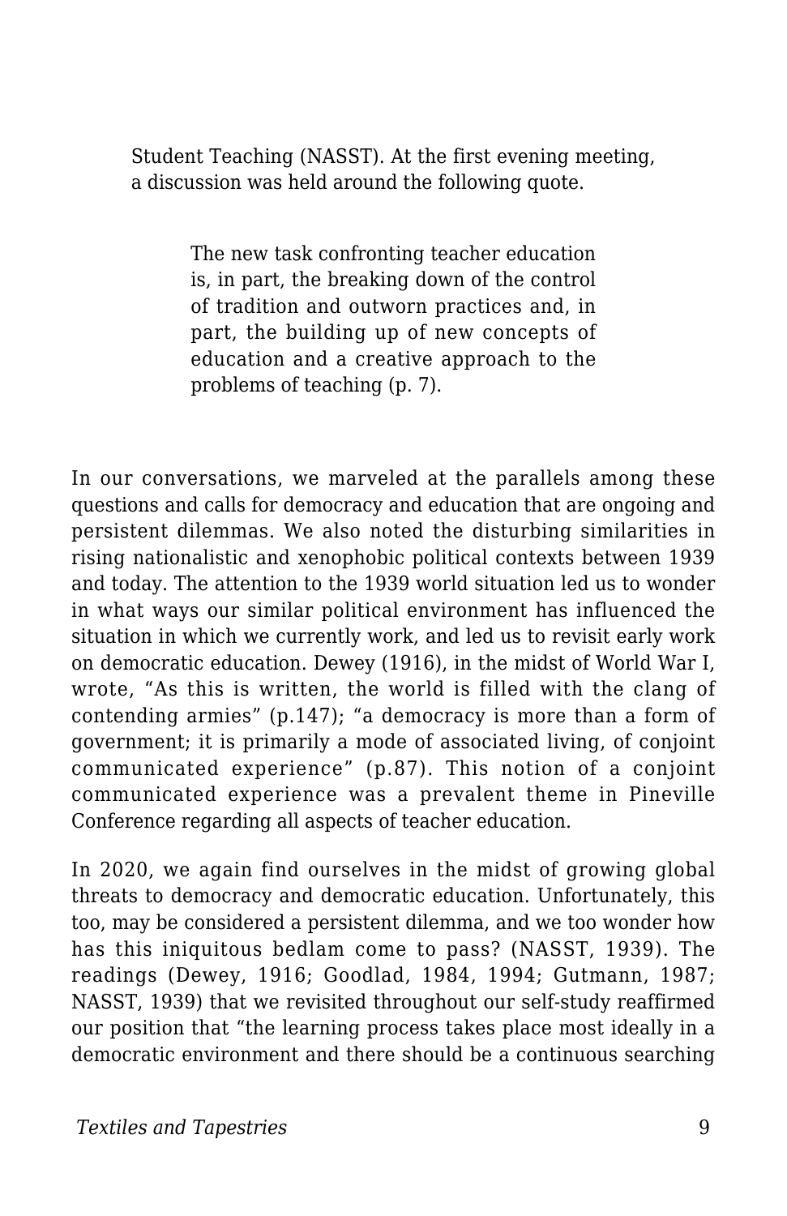Student Teaching (NASST). At the first evening meeting, a discussion was held around the following quote.

> The new task confronting teacher education is, in part, the breaking down of the control of tradition and outworn practices and, in part, the building up of new concepts of education and a creative approach to the problems of teaching (p. 7).

In our conversations, we marveled at the parallels among these questions and calls for democracy and education that are ongoing and persistent dilemmas. We also noted the disturbing similarities in rising nationalistic and xenophobic political contexts between 1939 and today. The attention to the 1939 world situation led us to wonder in what ways our similar political environment has influenced the situation in which we currently work, and led us to revisit early work on democratic education. Dewey (1916), in the midst of World War I, wrote, "As this is written, the world is filled with the clang of contending armies" (p.147); "a democracy is more than a form of government; it is primarily a mode of associated living, of conjoint communicated experience" (p.87). This notion of a conjoint communicated experience was a prevalent theme in Pineville Conference regarding all aspects of teacher education.

In 2020, we again find ourselves in the midst of growing global threats to democracy and democratic education. Unfortunately, this too, may be considered a persistent dilemma, and we too wonder how has this iniquitous bedlam come to pass? (NASST, 1939). The readings (Dewey, 1916; Goodlad, 1984, 1994; Gutmann, 1987; NASST, 1939) that we revisited throughout our self-study reaffirmed our position that "the learning process takes place most ideally in a democratic environment and there should be a continuous searching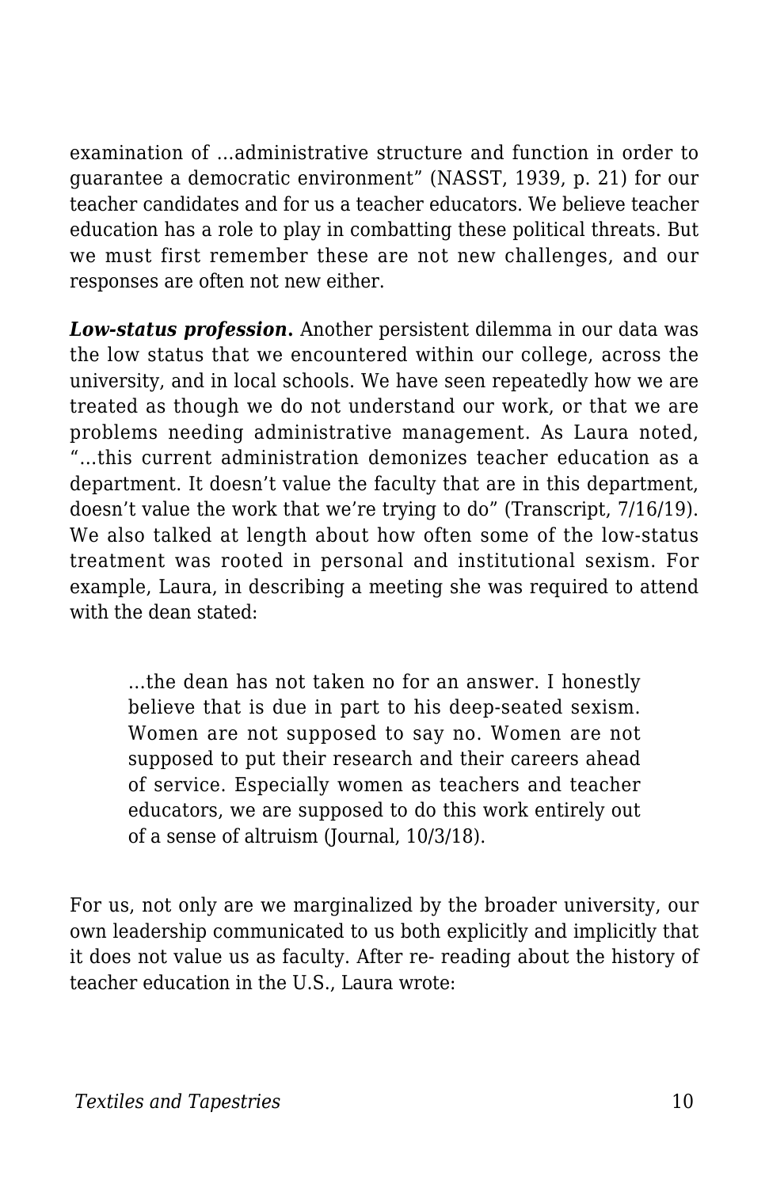examination of …administrative structure and function in order to guarantee a democratic environment" (NASST, 1939, p. 21) for our teacher candidates and for us a teacher educators. We believe teacher education has a role to play in combatting these political threats. But we must first remember these are not new challenges, and our responses are often not new either.

***Low-status profession.*** Another persistent dilemma in our data was the low status that we encountered within our college, across the university, and in local schools. We have seen repeatedly how we are treated as though we do not understand our work, or that we are problems needing administrative management. As Laura noted, "…this current administration demonizes teacher education as a department. It doesn't value the faculty that are in this department, doesn't value the work that we're trying to do" (Transcript, 7/16/19). We also talked at length about how often some of the low-status treatment was rooted in personal and institutional sexism. For example, Laura, in describing a meeting she was required to attend with the dean stated:

> …the dean has not taken no for an answer. I honestly believe that is due in part to his deep-seated sexism. Women are not supposed to say no. Women are not supposed to put their research and their careers ahead of service. Especially women as teachers and teacher educators, we are supposed to do this work entirely out of a sense of altruism (Journal, 10/3/18).

For us, not only are we marginalized by the broader university, our own leadership communicated to us both explicitly and implicitly that it does not value us as faculty. After re- reading about the history of teacher education in the U.S., Laura wrote: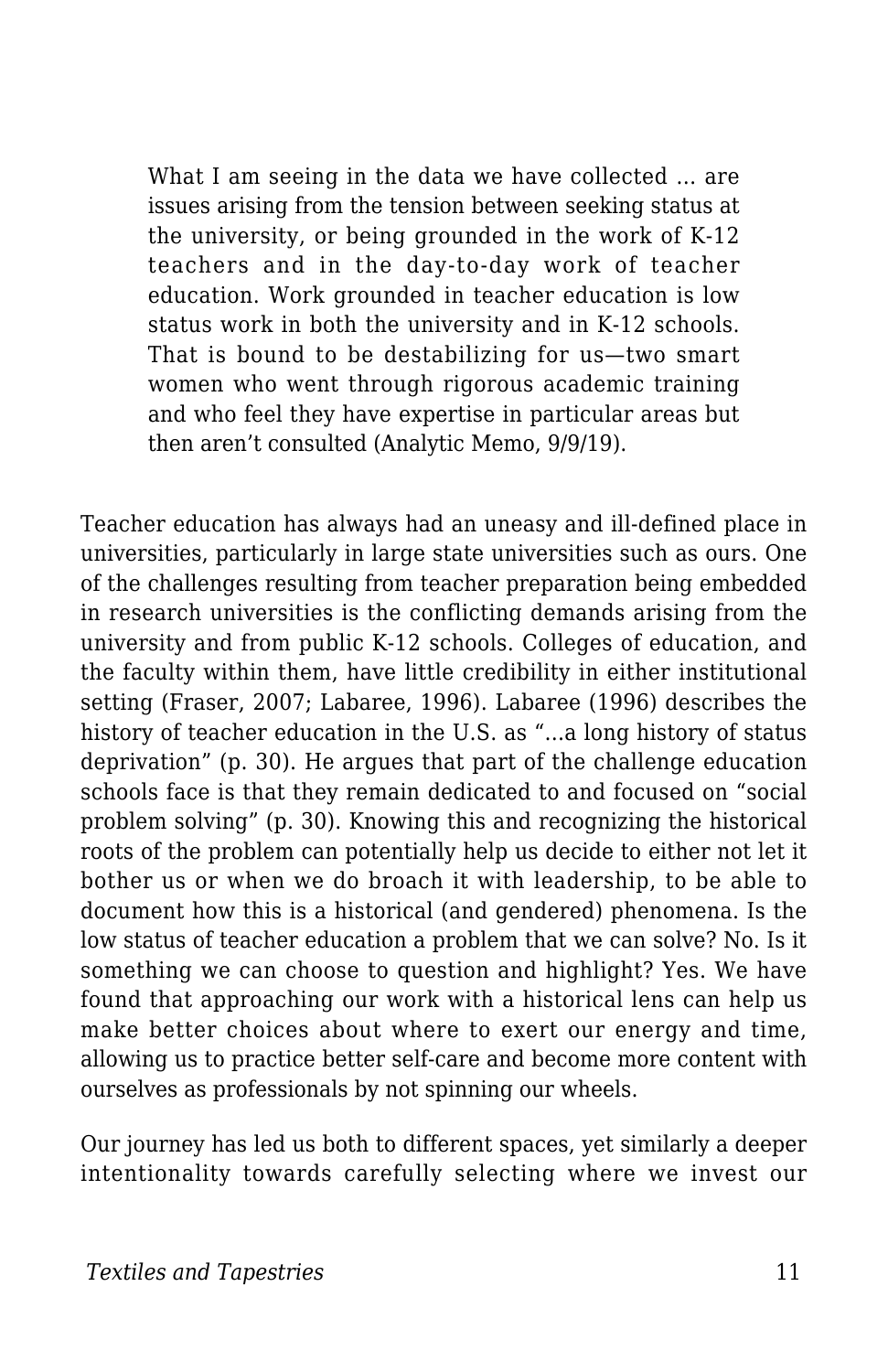> What I am seeing in the data we have collected … are issues arising from the tension between seeking status at the university, or being grounded in the work of K-12 teachers and in the day-to-day work of teacher education. Work grounded in teacher education is low status work in both the university and in K-12 schools. That is bound to be destabilizing for us—two smart women who went through rigorous academic training and who feel they have expertise in particular areas but then aren't consulted (Analytic Memo, 9/9/19).

Teacher education has always had an uneasy and ill-defined place in universities, particularly in large state universities such as ours. One of the challenges resulting from teacher preparation being embedded in research universities is the conflicting demands arising from the university and from public K-12 schools. Colleges of education, and the faculty within them, have little credibility in either institutional setting (Fraser, 2007; Labaree, 1996). Labaree (1996) describes the history of teacher education in the U.S. as "…a long history of status deprivation" (p. 30). He argues that part of the challenge education schools face is that they remain dedicated to and focused on "social problem solving" (p. 30). Knowing this and recognizing the historical roots of the problem can potentially help us decide to either not let it bother us or when we do broach it with leadership, to be able to document how this is a historical (and gendered) phenomena. Is the low status of teacher education a problem that we can solve? No. Is it something we can choose to question and highlight? Yes. We have found that approaching our work with a historical lens can help us make better choices about where to exert our energy and time, allowing us to practice better self-care and become more content with ourselves as professionals by not spinning our wheels.

Our journey has led us both to different spaces, yet similarly a deeper intentionality towards carefully selecting where we invest our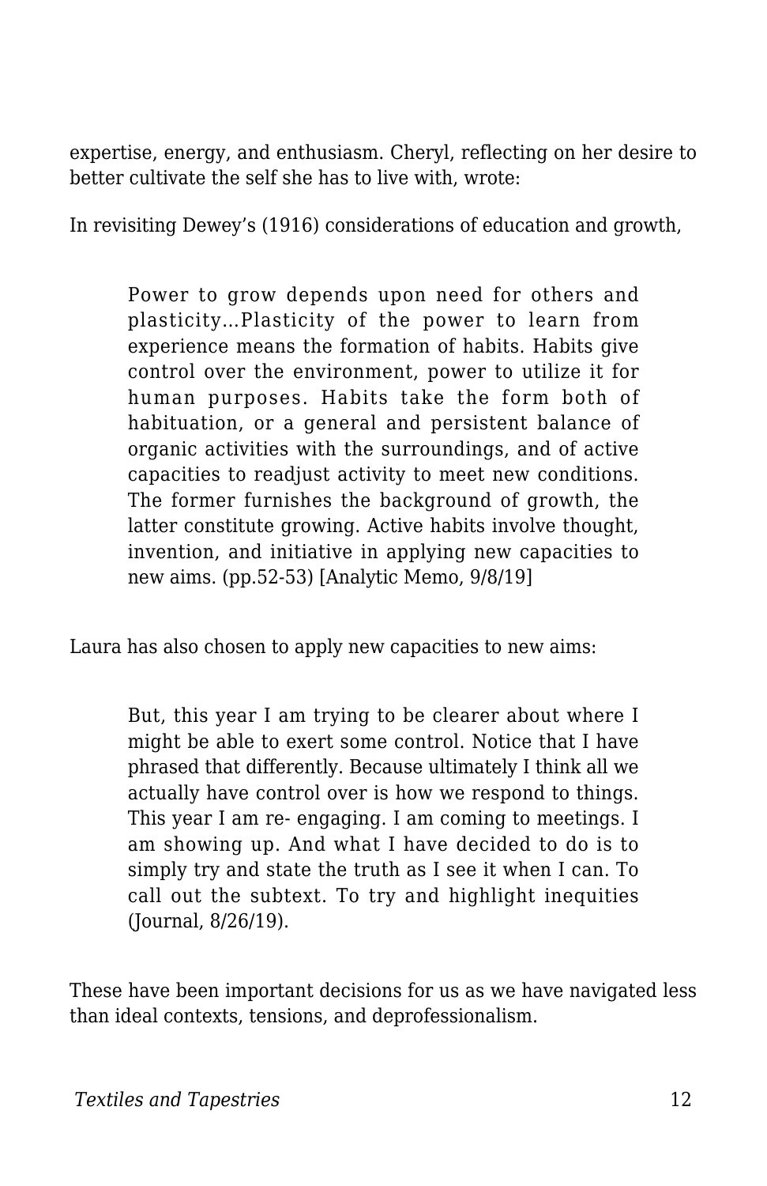expertise, energy, and enthusiasm. Cheryl, reflecting on her desire to better cultivate the self she has to live with, wrote:

In revisiting Dewey's (1916) considerations of education and growth,

> Power to grow depends upon need for others and plasticity…Plasticity of the power to learn from experience means the formation of habits. Habits give control over the environment, power to utilize it for human purposes. Habits take the form both of habituation, or a general and persistent balance of organic activities with the surroundings, and of active capacities to readjust activity to meet new conditions. The former furnishes the background of growth, the latter constitute growing. Active habits involve thought, invention, and initiative in applying new capacities to new aims. (pp.52-53) [Analytic Memo, 9/8/19]

Laura has also chosen to apply new capacities to new aims:

> But, this year I am trying to be clearer about where I might be able to exert some control. Notice that I have phrased that differently. Because ultimately I think all we actually have control over is how we respond to things. This year I am re- engaging. I am coming to meetings. I am showing up. And what I have decided to do is to simply try and state the truth as I see it when I can. To call out the subtext. To try and highlight inequities (Journal, 8/26/19).

These have been important decisions for us as we have navigated less than ideal contexts, tensions, and deprofessionalism.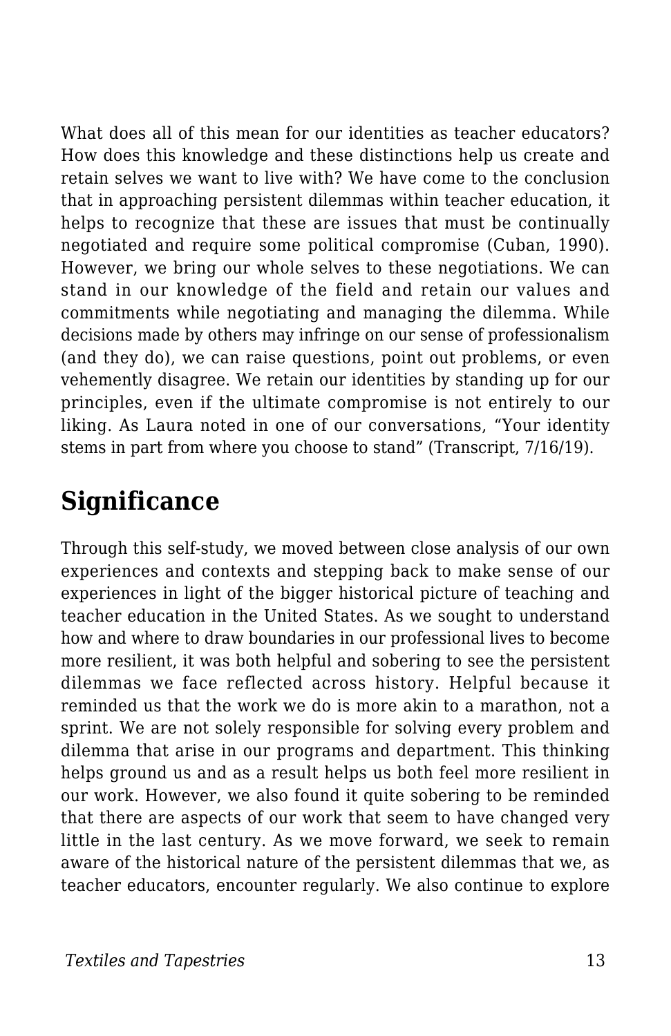What does all of this mean for our identities as teacher educators? How does this knowledge and these distinctions help us create and retain selves we want to live with? We have come to the conclusion that in approaching persistent dilemmas within teacher education, it helps to recognize that these are issues that must be continually negotiated and require some political compromise (Cuban, 1990). However, we bring our whole selves to these negotiations. We can stand in our knowledge of the field and retain our values and commitments while negotiating and managing the dilemma. While decisions made by others may infringe on our sense of professionalism (and they do), we can raise questions, point out problems, or even vehemently disagree. We retain our identities by standing up for our principles, even if the ultimate compromise is not entirely to our liking. As Laura noted in one of our conversations, "Your identity stems in part from where you choose to stand" (Transcript, 7/16/19).

## Significance

Through this self-study, we moved between close analysis of our own experiences and contexts and stepping back to make sense of our experiences in light of the bigger historical picture of teaching and teacher education in the United States. As we sought to understand how and where to draw boundaries in our professional lives to become more resilient, it was both helpful and sobering to see the persistent dilemmas we face reflected across history. Helpful because it reminded us that the work we do is more akin to a marathon, not a sprint. We are not solely responsible for solving every problem and dilemma that arise in our programs and department. This thinking helps ground us and as a result helps us both feel more resilient in our work. However, we also found it quite sobering to be reminded that there are aspects of our work that seem to have changed very little in the last century. As we move forward, we seek to remain aware of the historical nature of the persistent dilemmas that we, as teacher educators, encounter regularly. We also continue to explore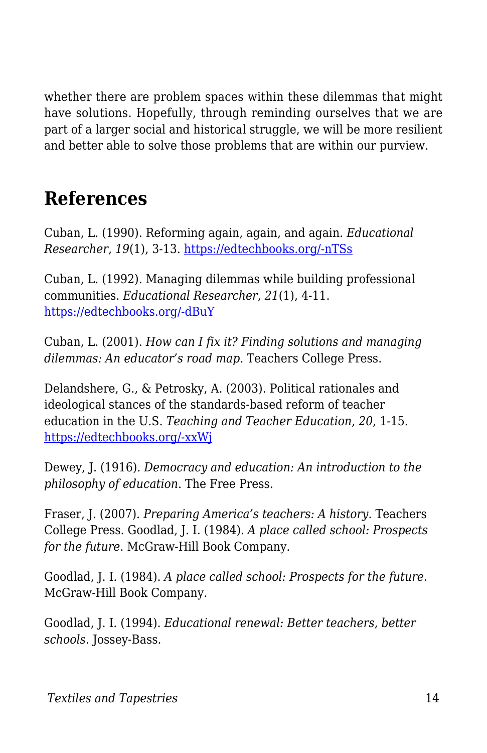whether there are problem spaces within these dilemmas that might have solutions. Hopefully, through reminding ourselves that we are part of a larger social and historical struggle, we will be more resilient and better able to solve those problems that are within our purview.

## References

Cuban, L. (1990). Reforming again, again, and again. *Educational Researcher*, *19*(1), 3-13. https://edtechbooks.org/-nTSs

Cuban, L. (1992). Managing dilemmas while building professional communities. *Educational Researcher*, *21*(1), 4-11. https://edtechbooks.org/-dBuY

Cuban, L. (2001). *How can I fix it? Finding solutions and managing dilemmas: An educator's road map.* Teachers College Press.

Delandshere, G., & Petrosky, A. (2003). Political rationales and ideological stances of the standards-based reform of teacher education in the U.S. *Teaching and Teacher Education*, *20*, 1-15. https://edtechbooks.org/-xxWj

Dewey, J. (1916). *Democracy and education: An introduction to the philosophy of education*. The Free Press.

Fraser, J. (2007). *Preparing America's teachers: A history*. Teachers College Press. Goodlad, J. I. (1984). *A place called school: Prospects for the future*. McGraw-Hill Book Company.

Goodlad, J. I. (1984). *A place called school: Prospects for the future*. McGraw-Hill Book Company.

Goodlad, J. I. (1994). *Educational renewal: Better teachers, better schools*. Jossey-Bass.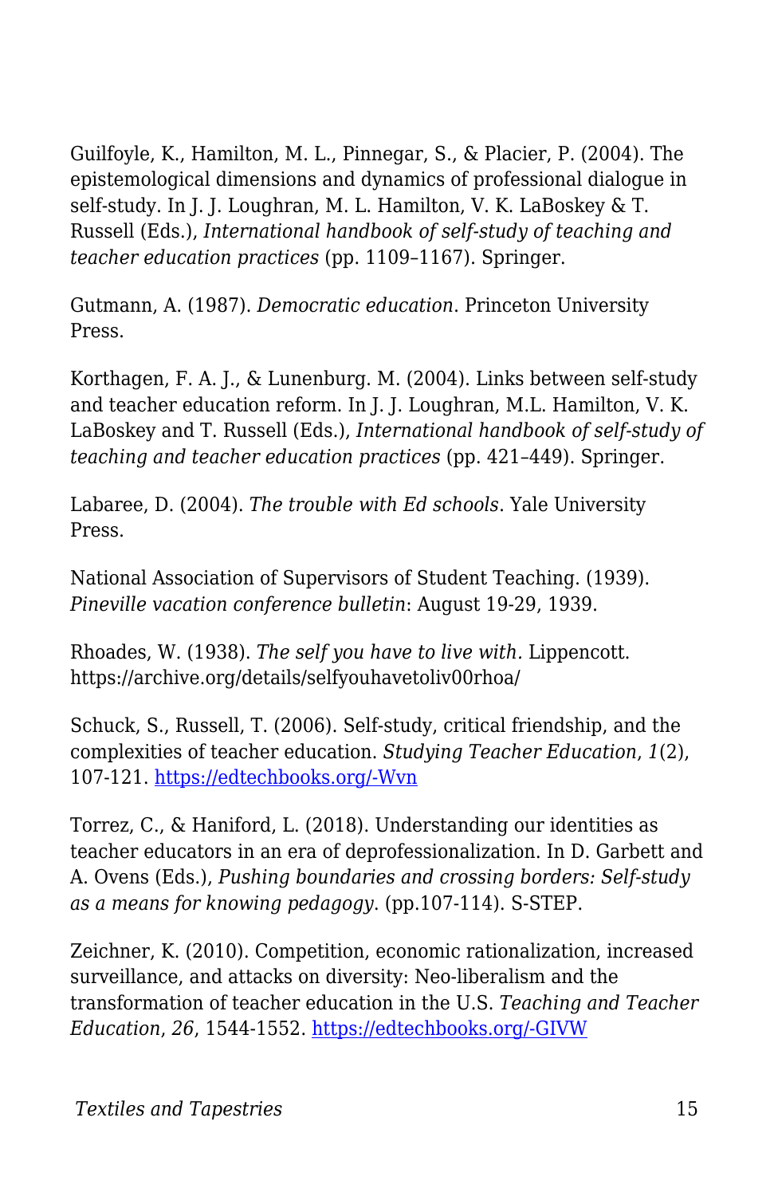Guilfoyle, K., Hamilton, M. L., Pinnegar, S., & Placier, P. (2004). The epistemological dimensions and dynamics of professional dialogue in self-study. In J. J. Loughran, M. L. Hamilton, V. K. LaBoskey & T. Russell (Eds.), *International handbook of self-study of teaching and teacher education practices* (pp. 1109–1167). Springer.

Gutmann, A. (1987). *Democratic education*. Princeton University Press.

Korthagen, F. A. J., & Lunenburg. M. (2004). Links between self-study and teacher education reform. In J. J. Loughran, M.L. Hamilton, V. K. LaBoskey and T. Russell (Eds.), *International handbook of self-study of teaching and teacher education practices* (pp. 421–449). Springer.

Labaree, D. (2004). *The trouble with Ed schools*. Yale University Press.

National Association of Supervisors of Student Teaching. (1939). *Pineville vacation conference bulletin*: August 19-29, 1939.

Rhoades, W. (1938). *The self you have to live with*. Lippencott. https://archive.org/details/selfyouhavetoliv00rhoa/

Schuck, S., Russell, T. (2006). Self-study, critical friendship, and the complexities of teacher education. *Studying Teacher Education*, *1*(2), 107-121. [https://edtechbooks.org/-Wvn](https://edtechbooks.org/-Wvn)

Torrez, C., & Haniford, L. (2018). Understanding our identities as teacher educators in an era of deprofessionalization. In D. Garbett and A. Ovens (Eds.), *Pushing boundaries and crossing borders: Self-study as a means for knowing pedagogy*. (pp.107-114). S-STEP.

Zeichner, K. (2010). Competition, economic rationalization, increased surveillance, and attacks on diversity: Neo-liberalism and the transformation of teacher education in the U.S. *Teaching and Teacher Education*, *26*, 1544-1552. [https://edtechbooks.org/-GIVW](https://edtechbooks.org/-GIVW)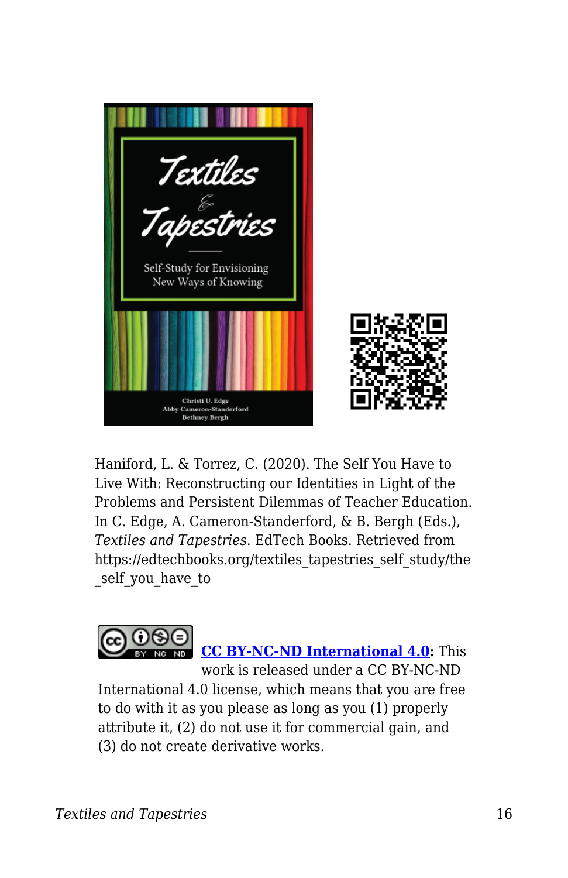Haniford, L. & Torrez, C. (2020). The Self You Have to Live With: Reconstructing our Identities in Light of the Problems and Persistent Dilemmas of Teacher Education. In C. Edge, A. Cameron-Standerford, & B. Bergh (Eds.), *Textiles and Tapestries*. EdTech Books. Retrieved from https://edtechbooks.org/textiles_tapestries_self_study/the_self_you_have_to

**CC BY-NC-ND International 4.0:** This work is released under a CC BY-NC-ND International 4.0 license, which means that you are free to do with it as you please as long as you (1) properly attribute it, (2) do not use it for commercial gain, and (3) do not create derivative works.